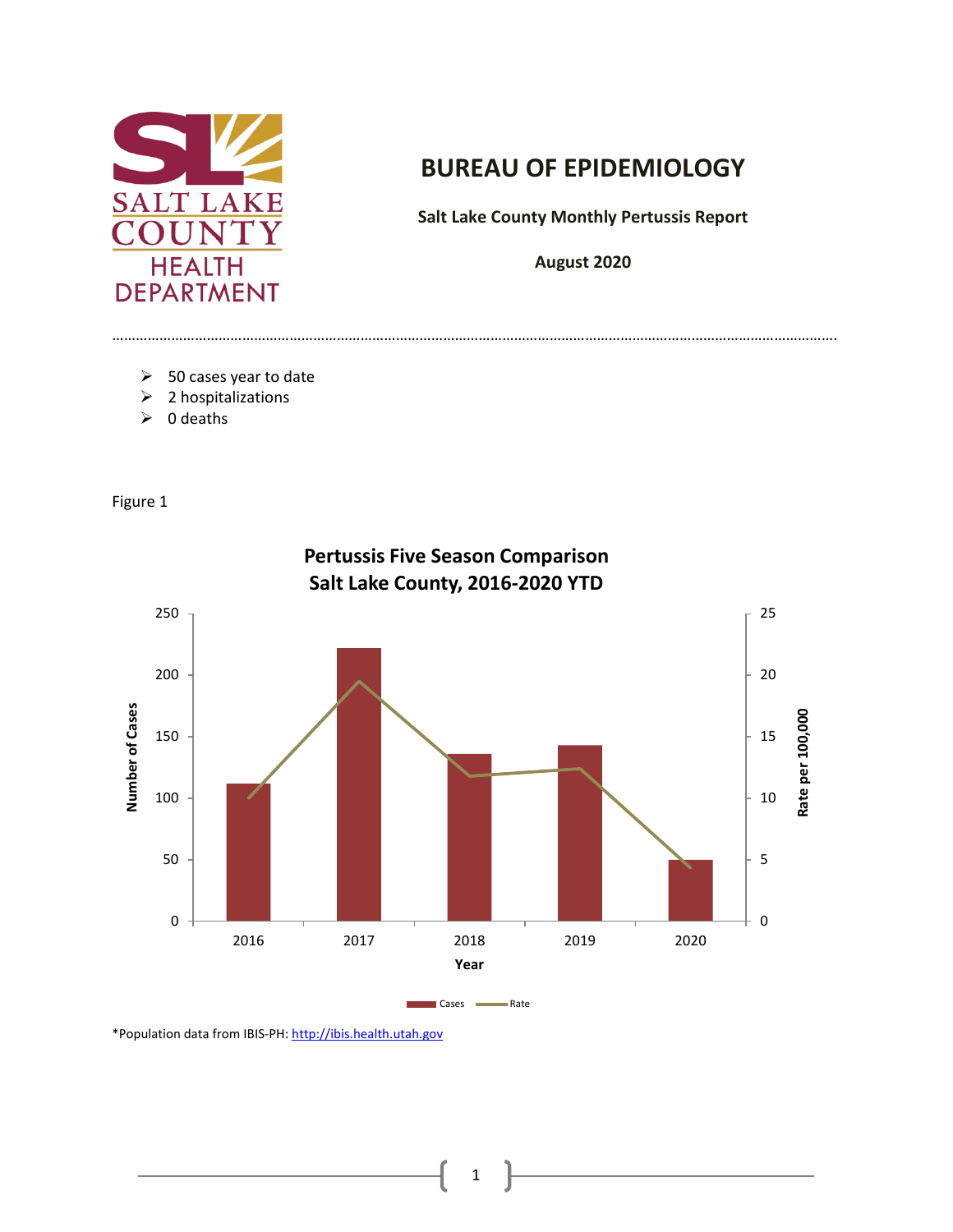# BUREAU OF EPIDEMIOLOGY

**Salt Lake County Monthly Pertussis Report**

**August 2020**

- 50 cases year to date
- 2 hospitalizations
- 0 deaths

Figure 1

**Pertussis Five Season Comparison**
**Salt Lake County, 2016-2020 YTD**

*Population data from IBIS-PH: http://ibis.health.utah.gov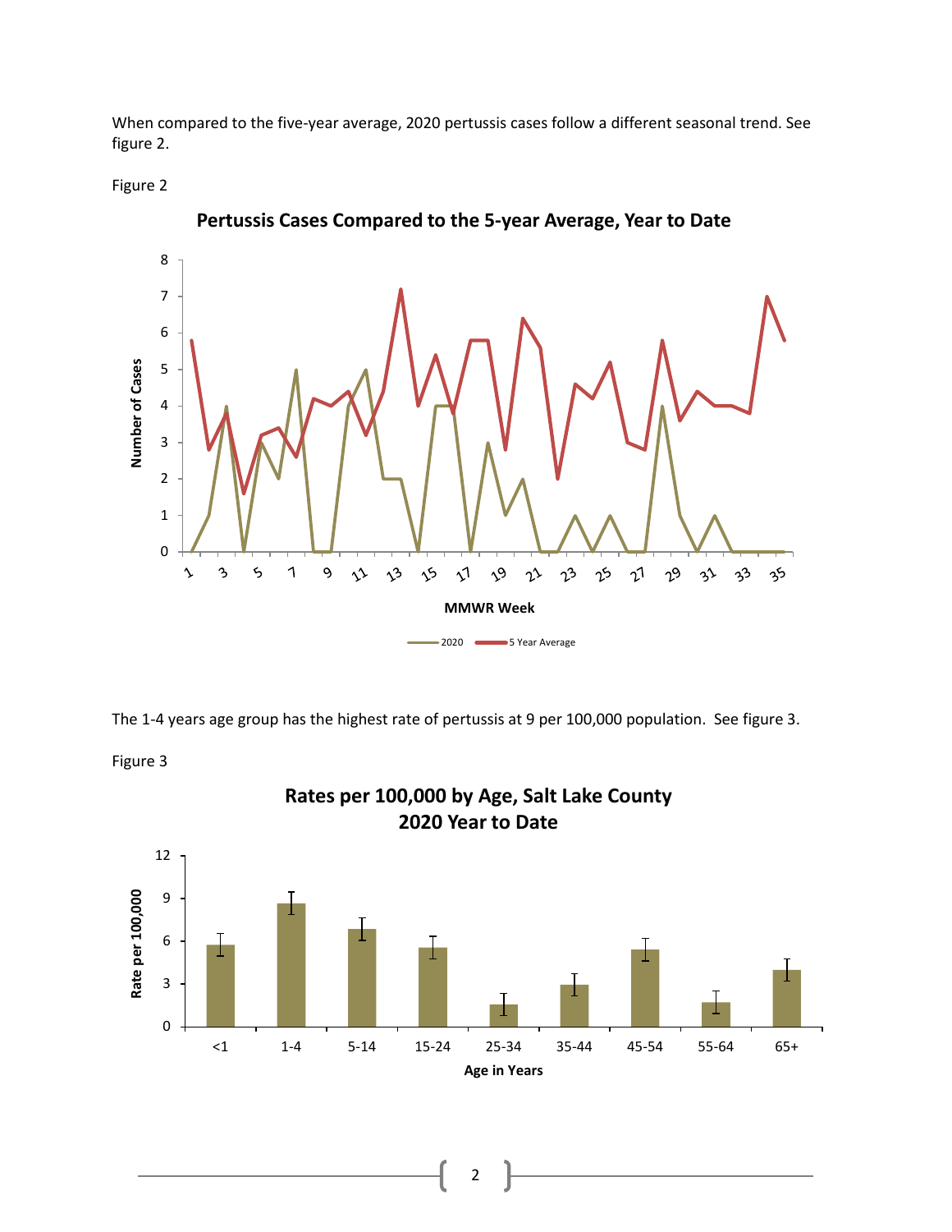When compared to the five-year average, 2020 pertussis cases follow a different seasonal trend. See figure 2.

Figure 2

The 1-4 years age group has the highest rate of pertussis at 9 per 100,000 population. See figure 3.

Figure 3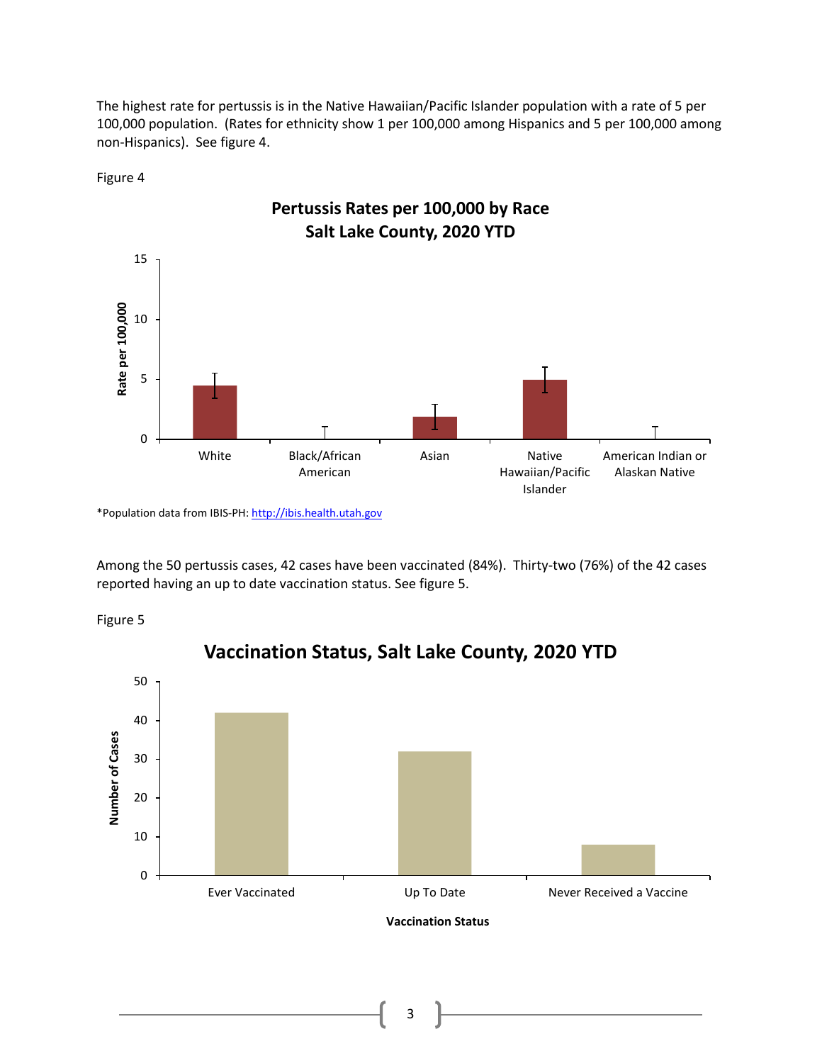The highest rate for pertussis is in the Native Hawaiian/Pacific Islander population with a rate of 5 per 100,000 population. (Rates for ethnicity show 1 per 100,000 among Hispanics and 5 per 100,000 among non-Hispanics). See figure 4.

Figure 4

**Pertussis Rates per 100,000 by Race**
**Salt Lake County, 2020 YTD**

*Population data from IBIS-PH: http://ibis.health.utah.gov

Among the 50 pertussis cases, 42 cases have been vaccinated (84%). Thirty-two (76%) of the 42 cases reported having an up to date vaccination status. See figure 5.

Figure 5

**Vaccination Status, Salt Lake County, 2020 YTD**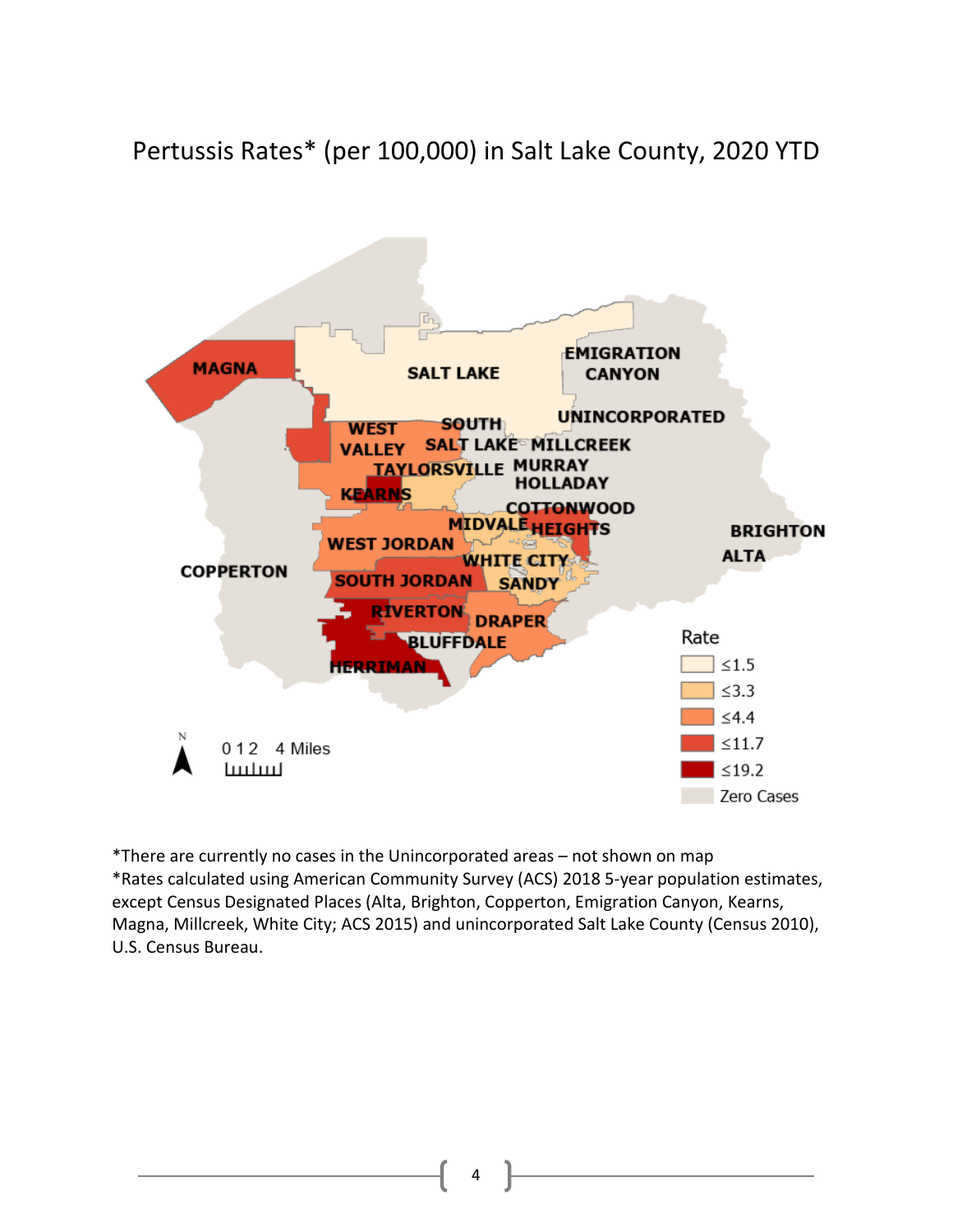# Pertussis Rates* (per 100,000) in Salt Lake County, 2020 YTD

MAGNA
SALT LAKE
EMIGRATION CANYON
UNINCORPORATED
WEST VALLEY
SOUTH SALT LAKE
MILLCREEK
TAYLORSVILLE
MURRAY
HOLLADAY
KEARNS
COTTONWOOD HEIGHTS
MIDVALE
WEST JORDAN
WHITE CITY
BRIGHTON
ALTA
COPPERTON
SOUTH JORDAN
SANDY
RIVERTON
DRAPER
BLUFFDALE
HERRIMAN

N
0 1 2 4 Miles

Rate
≤1.5
≤3.3
≤4.4
≤11.7
≤19.2
Zero Cases

*There are currently no cases in the Unincorporated areas – not shown on map
*Rates calculated using American Community Survey (ACS) 2018 5-year population estimates, except Census Designated Places (Alta, Brighton, Copperton, Emigration Canyon, Kearns, Magna, Millcreek, White City; ACS 2015) and unincorporated Salt Lake County (Census 2010), U.S. Census Bureau.